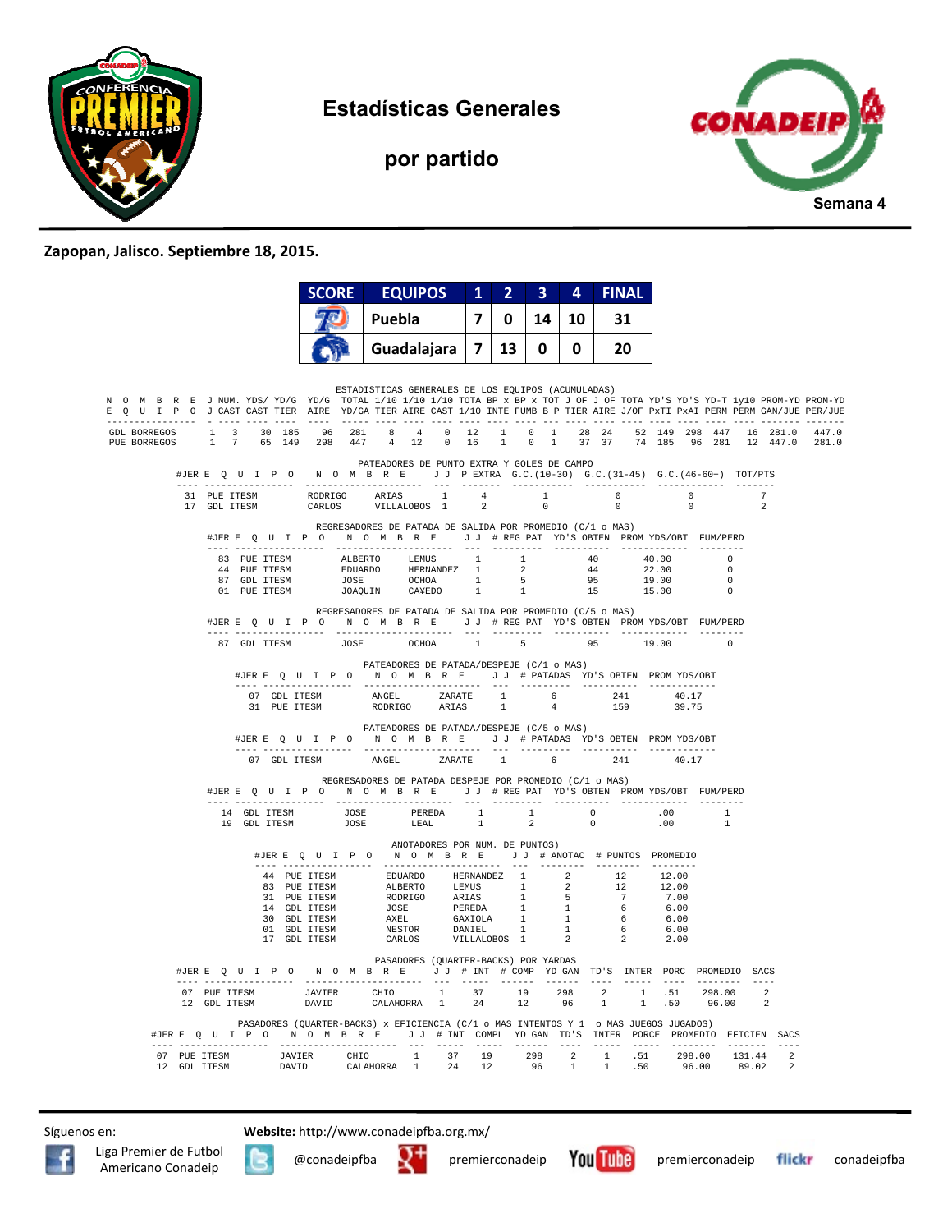# Estadísticas Generales

## por partido

Semana 4

**Zapopan, Jalisco. Septiembre 18, 2015.**

| SCORE | EQUIPOS | 1 | 2 | 3 | 4 | FINAL |
|---|---|---|---|---|---|---|
| | Puebla | 7 | 0 | 14 | 10 | 31 |
| | Guadalajara | 7 | 13 | 0 | 0 | 20 |

### ESTADISTICAS GENERALES DE LOS EQUIPOS (ACUMULADAS)

| NOMBRE EQUIPO | J J | NUM. CAST | YDS/ CAST | YD/G TIER | YD/G AIRE | TOTAL YD/GA | 1/10 TIER | 1/10 AIRE | 1/10 CAST | TOTA 1/10 | BP x INTE | BP x FUMB | TOT B P | J OF TIER | J OF AIRE | TOTA J/OF | YD'S PxTI | YD'S PxAI | YD-T PERM | 1y10 PERM | PROM-YD GAN/JUE | PROM-YD PER/JUE |
|---|---|---|---|---|---|---|---|---|---|---|---|---|---|---|---|---|---|---|---|---|---|---|
| GDL BORREGOS | 1 | 3 | 30 | 185 | 96 | 281 | 8 | 4 | 0 | 12 | 1 | 0 | 1 | 28 | 24 | 52 | 149 | 298 | 447 | 16 | 281.0 | 447.0 |
| PUE BORREGOS | 1 | 7 | 65 | 149 | 298 | 447 | 4 | 12 | 0 | 16 | 1 | 0 | 1 | 37 | 37 | 74 | 185 | 96 | 281 | 12 | 447.0 | 281.0 |

### PATEADORES DE PUNTO EXTRA Y GOLES DE CAMPO

| #JER | EQUIPO | NOMBRE | | J J | P EXTRA | G.C.(10-30) | G.C.(31-45) | G.C.(46-60+) | TOT/PTS |
|---|---|---|---|---|---|---|---|---|---|
| 31 | PUE ITESM | RODRIGO | ARIAS | 1 | 4 | 1 | 0 | 0 | 7 |
| 17 | GDL ITESM | CARLOS | VILLALOBOS | 1 | 2 | 0 | 0 | 0 | 2 |

### REGRESADORES DE PATADA DE SALIDA POR PROMEDIO (C/1 o MAS)

| #JER | EQUIPO | NOMBRE | | J J | # REG PAT | YD'S OBTEN | PROM YDS/OBT | FUM/PERD |
|---|---|---|---|---|---|---|---|---|
| 83 | PUE ITESM | ALBERTO | LEMUS | 1 | 1 | 40 | 40.00 | 0 |
| 44 | PUE ITESM | EDUARDO | HERNANDEZ | 1 | 2 | 44 | 22.00 | 0 |
| 87 | GDL ITESM | JOSE | OCHOA | 1 | 5 | 95 | 19.00 | 0 |
| 01 | PUE ITESM | JOAQUIN | CA¥EDO | 1 | 1 | 15 | 15.00 | 0 |

### REGRESADORES DE PATADA DE SALIDA POR PROMEDIO (C/5 o MAS)

| #JER | EQUIPO | NOMBRE | | J J | # REG PAT | YD'S OBTEN | PROM YDS/OBT | FUM/PERD |
|---|---|---|---|---|---|---|---|---|
| 87 | GDL ITESM | JOSE | OCHOA | 1 | 5 | 95 | 19.00 | 0 |

### PATEADORES DE PATADA/DESPEJE (C/1 o MAS)

| #JER | EQUIPO | NOMBRE | | J J | # PATADAS | YD'S OBTEN | PROM YDS/OBT |
|---|---|---|---|---|---|---|---|
| 07 | GDL ITESM | ANGEL | ZARATE | 1 | 6 | 241 | 40.17 |
| 31 | PUE ITESM | RODRIGO | ARIAS | 1 | 4 | 159 | 39.75 |

### PATEADORES DE PATADA/DESPEJE (C/5 o MAS)

| #JER | EQUIPO | NOMBRE | | J J | # PATADAS | YD'S OBTEN | PROM YDS/OBT |
|---|---|---|---|---|---|---|---|
| 07 | GDL ITESM | ANGEL | ZARATE | 1 | 6 | 241 | 40.17 |

### REGRESADORES DE PATADA DESPEJE POR PROMEDIO (C/1 o MAS)

| #JER | EQUIPO | NOMBRE | | J J | # REG PAT | YD'S OBTEN | PROM YDS/OBT | FUM/PERD |
|---|---|---|---|---|---|---|---|---|
| 14 | GDL ITESM | JOSE | PEREDA | 1 | 1 | 0 | .00 | 1 |
| 19 | GDL ITESM | JOSE | LEAL | 1 | 2 | 0 | .00 | 1 |

### ANOTADORES POR NUM. DE PUNTOS)

| #JER | EQUIPO | NOMBRE | | J J | # ANOTAC | # PUNTOS | PROMEDIO |
|---|---|---|---|---|---|---|---|
| 44 | PUE ITESM | EDUARDO | HERNANDEZ | 1 | 2 | 12 | 12.00 |
| 83 | PUE ITESM | ALBERTO | LEMUS | 1 | 2 | 12 | 12.00 |
| 31 | PUE ITESM | RODRIGO | ARIAS | 1 | 5 | 7 | 7.00 |
| 14 | GDL ITESM | JOSE | PEREDA | 1 | 1 | 6 | 6.00 |
| 30 | GDL ITESM | AXEL | GAXIOLA | 1 | 1 | 6 | 6.00 |
| 01 | GDL ITESM | NESTOR | DANIEL | 1 | 1 | 6 | 6.00 |
| 17 | GDL ITESM | CARLOS | VILLALOBOS | 1 | 2 | 2 | 2.00 |

### PASADORES (QUARTER-BACKS) POR YARDAS

| #JER | EQUIPO | NOMBRE | | J J | # INT | # COMP | YD GAN | TD'S | INTER | PORC | PROMEDIO | SACS |
|---|---|---|---|---|---|---|---|---|---|---|---|---|
| 07 | PUE ITESM | JAVIER | CHIO | 1 | 37 | 19 | 298 | 2 | 1 | .51 | 298.00 | 2 |
| 12 | GDL ITESM | DAVID | CALAHORRA | 1 | 24 | 12 | 96 | 1 | 1 | .50 | 96.00 | 2 |

### PASADORES (QUARTER-BACKS) x EFICIENCIA (C/1 o MAS INTENTOS Y 1 o MAS JUEGOS JUGADOS)

| #JER | EQUIPO | NOMBRE | | J J | # INT | COMPL | YD GAN | TD'S | INTER | PORCE | PROMEDIO | EFICIEN | SACS |
|---|---|---|---|---|---|---|---|---|---|---|---|---|---|
| 07 | PUE ITESM | JAVIER | CHIO | 1 | 37 | 19 | 298 | 2 | 1 | .51 | 298.00 | 131.44 | 2 |
| 12 | GDL ITESM | DAVID | CALAHORRA | 1 | 24 | 12 | 96 | 1 | 1 | .50 | 96.00 | 89.02 | 2 |

Síguenos en: **Website:** http://www.conadeipfba.org.mx/

Liga Premier de Futbol Americano Conadeip | @conadeipfba | premierconadeip | premierconadeip | conadeipfba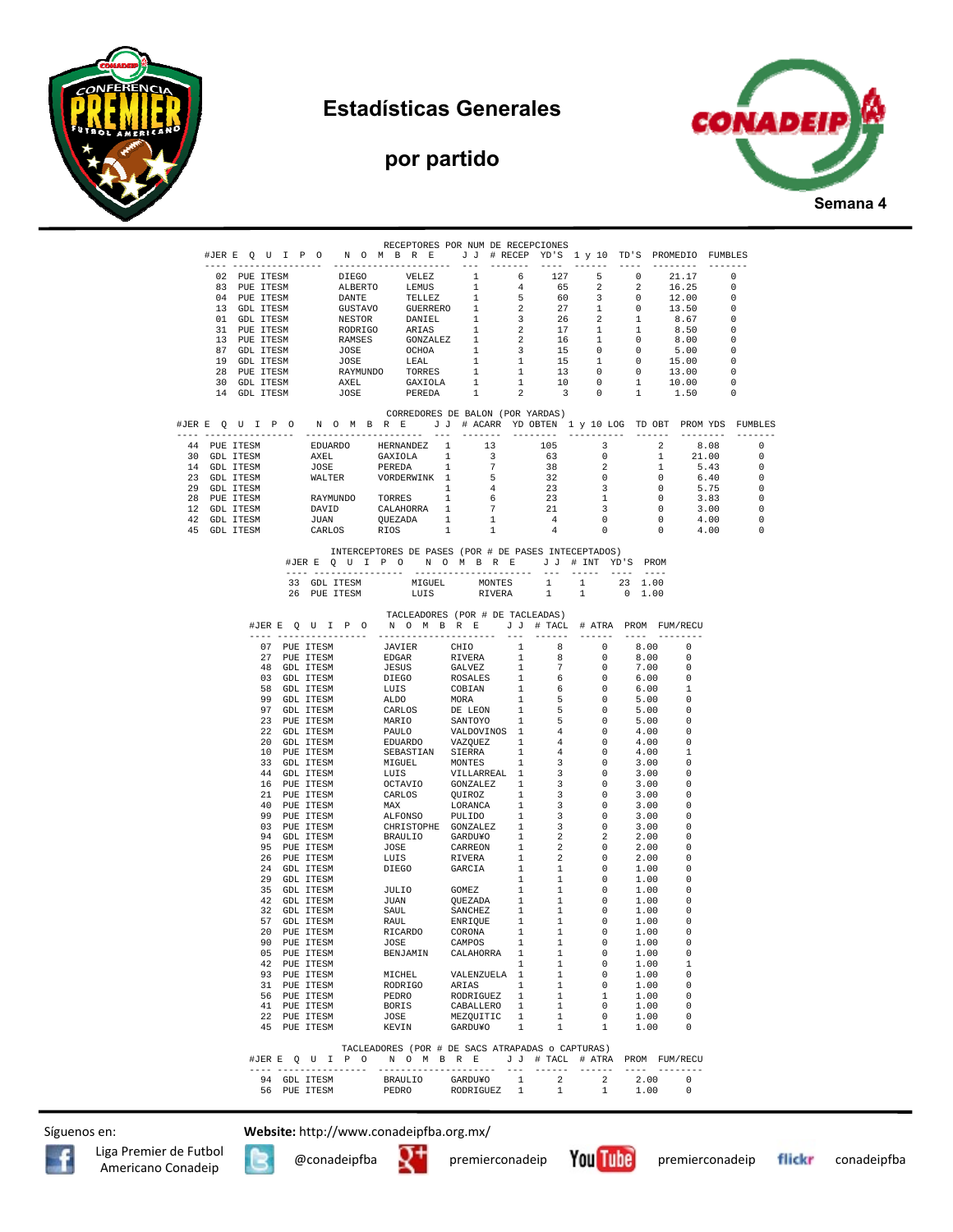# Estadísticas Generales

## por partido

Semana 4

### RECEPTORES POR NUM DE RECEPCIONES

| #JER | E Q U I P O | N O M B R E | | J J | # RECEP | YD'S | 1 y 10 | TD'S | PROMEDIO | FUMBLES |
|---|---|---|---|---|---|---|---|---|---|---|
| 02 | PUE ITESM | DIEGO | VELEZ | 1 | 6 | 127 | 5 | 0 | 21.17 | 0 |
| 83 | PUE ITESM | ALBERTO | LEMUS | 1 | 4 | 65 | 2 | 2 | 16.25 | 0 |
| 04 | PUE ITESM | DANTE | TELLEZ | 1 | 5 | 60 | 3 | 0 | 12.00 | 0 |
| 13 | GDL ITESM | GUSTAVO | GUERRERO | 1 | 2 | 27 | 1 | 0 | 13.50 | 0 |
| 01 | GDL ITESM | NESTOR | DANIEL | 1 | 3 | 26 | 2 | 1 | 8.67 | 0 |
| 31 | PUE ITESM | RODRIGO | ARIAS | 1 | 2 | 17 | 1 | 1 | 8.50 | 0 |
| 13 | PUE ITESM | RAMSES | GONZALEZ | 1 | 2 | 16 | 1 | 0 | 8.00 | 0 |
| 87 | GDL ITESM | JOSE | OCHOA | 1 | 3 | 15 | 0 | 0 | 5.00 | 0 |
| 19 | GDL ITESM | JOSE | LEAL | 1 | 1 | 15 | 1 | 0 | 15.00 | 0 |
| 28 | PUE ITESM | RAYMUNDO | TORRES | 1 | 1 | 13 | 0 | 0 | 13.00 | 0 |
| 30 | GDL ITESM | AXEL | GAXIOLA | 1 | 1 | 10 | 0 | 1 | 10.00 | 0 |
| 14 | GDL ITESM | JOSE | PEREDA | 1 | 2 | 3 | 0 | 1 | 1.50 | 0 |

### CORREDORES DE BALON (POR YARDAS)

| #JER | E Q U I P O | N O M B R E | | J J | # ACARR | YD OBTEN | 1 y 10 LOG | TD OBT | PROM YDS | FUMBLES |
|---|---|---|---|---|---|---|---|---|---|---|
| 44 | PUE ITESM | EDUARDO | HERNANDEZ | 1 | 13 | 105 | 3 | 2 | 8.08 | 0 |
| 30 | GDL ITESM | AXEL | GAXIOLA | 1 | 3 | 63 | 0 | 1 | 21.00 | 0 |
| 14 | GDL ITESM | JOSE | PEREDA | 1 | 7 | 38 | 2 | 1 | 5.43 | 0 |
| 23 | GDL ITESM | WALTER | VORDERWINK | 1 | 5 | 32 | 0 | 0 | 6.40 | 0 |
| 29 | GDL ITESM | | | 1 | 4 | 23 | 3 | 0 | 5.75 | 0 |
| 28 | PUE ITESM | RAYMUNDO | TORRES | 1 | 6 | 23 | 1 | 0 | 3.83 | 0 |
| 12 | GDL ITESM | DAVID | CALAHORRA | 1 | 7 | 21 | 3 | 0 | 3.00 | 0 |
| 42 | GDL ITESM | JUAN | QUEZADA | 1 | 1 | 4 | 0 | 0 | 4.00 | 0 |
| 45 | GDL ITESM | CARLOS | RIOS | 1 | 1 | 4 | 0 | 0 | 4.00 | 0 |

### INTERCEPTORES DE PASES (POR # DE PASES INTECEPTADOS)

| #JER | E Q U I P O | N O M B R E | | J J | # INT | YD'S | PROM |
|---|---|---|---|---|---|---|---|
| 33 | GDL ITESM | MIGUEL | MONTES | 1 | 1 | 23 | 1.00 |
| 26 | PUE ITESM | LUIS | RIVERA | 1 | 1 | 0 | 1.00 |

### TACLEADORES (POR # DE TACLEADAS)

| #JER | E Q U I P O | N O M B R E | | J J | # TACL | # ATRA | PROM | FUM/RECU |
|---|---|---|---|---|---|---|---|---|
| 07 | PUE ITESM | JAVIER | CHIO | 1 | 8 | 0 | 8.00 | 0 |
| 27 | PUE ITESM | EDGAR | RIVERA | 1 | 8 | 0 | 8.00 | 0 |
| 48 | GDL ITESM | JESUS | GALVEZ | 1 | 7 | 0 | 7.00 | 0 |
| 03 | GDL ITESM | DIEGO | ROSALES | 1 | 6 | 0 | 6.00 | 0 |
| 58 | GDL ITESM | LUIS | COBIAN | 1 | 6 | 0 | 6.00 | 1 |
| 99 | GDL ITESM | ALDO | MORA | 1 | 5 | 0 | 5.00 | 0 |
| 97 | GDL ITESM | CARLOS | DE LEON | 1 | 5 | 0 | 5.00 | 0 |
| 23 | PUE ITESM | MARIO | SANTOYO | 1 | 5 | 0 | 5.00 | 0 |
| 22 | GDL ITESM | PAULO | VALDOVINOS | 1 | 4 | 0 | 4.00 | 0 |
| 20 | GDL ITESM | EDUARDO | VAZQUEZ | 1 | 4 | 0 | 4.00 | 0 |
| 10 | PUE ITESM | SEBASTIAN | SIERRA | 1 | 4 | 0 | 4.00 | 1 |
| 33 | GDL ITESM | MIGUEL | MONTES | 1 | 3 | 0 | 3.00 | 0 |
| 44 | GDL ITESM | LUIS | VILLARREAL | 1 | 3 | 0 | 3.00 | 0 |
| 16 | PUE ITESM | OCTAVIO | GONZALEZ | 1 | 3 | 0 | 3.00 | 0 |
| 21 | PUE ITESM | CARLOS | QUIROZ | 1 | 3 | 0 | 3.00 | 0 |
| 40 | PUE ITESM | MAX | LORANCA | 1 | 3 | 0 | 3.00 | 0 |
| 99 | PUE ITESM | ALFONSO | PULIDO | 1 | 3 | 0 | 3.00 | 0 |
| 03 | PUE ITESM | CHRISTOPHE | GONZALEZ | 1 | 3 | 0 | 3.00 | 0 |
| 94 | GDL ITESM | BRAULIO | GARDU¥O | 1 | 2 | 2 | 2.00 | 0 |
| 95 | PUE ITESM | JOSE | CARREON | 1 | 2 | 0 | 2.00 | 0 |
| 26 | PUE ITESM | LUIS | RIVERA | 1 | 2 | 0 | 2.00 | 0 |
| 24 | GDL ITESM | DIEGO | GARCIA | 1 | 1 | 0 | 1.00 | 0 |
| 29 | GDL ITESM | | | 1 | 1 | 0 | 1.00 | 0 |
| 35 | GDL ITESM | JULIO | GOMEZ | 1 | 1 | 0 | 1.00 | 0 |
| 42 | GDL ITESM | JUAN | QUEZADA | 1 | 1 | 0 | 1.00 | 0 |
| 32 | GDL ITESM | SAUL | SANCHEZ | 1 | 1 | 0 | 1.00 | 0 |
| 57 | GDL ITESM | RAUL | ENRIQUE | 1 | 1 | 0 | 1.00 | 0 |
| 20 | PUE ITESM | RICARDO | CORONA | 1 | 1 | 0 | 1.00 | 0 |
| 90 | PUE ITESM | JOSE | CAMPOS | 1 | 1 | 0 | 1.00 | 0 |
| 05 | PUE ITESM | BENJAMIN | CALAHORRA | 1 | 1 | 0 | 1.00 | 0 |
| 42 | PUE ITESM | | | 1 | 1 | 0 | 1.00 | 1 |
| 93 | PUE ITESM | MICHEL | VALENZUELA | 1 | 1 | 0 | 1.00 | 0 |
| 31 | PUE ITESM | RODRIGO | ARIAS | 1 | 1 | 0 | 1.00 | 0 |
| 56 | PUE ITESM | PEDRO | RODRIGUEZ | 1 | 1 | 1 | 1.00 | 0 |
| 41 | PUE ITESM | BORIS | CABALLERO | 1 | 1 | 0 | 1.00 | 0 |
| 22 | PUE ITESM | JOSE | MEZQUITIC | 1 | 1 | 0 | 1.00 | 0 |
| 45 | PUE ITESM | KEVIN | GARDU¥O | 1 | 1 | 1 | 1.00 | 0 |

### TACLEADORES (POR # DE SACS ATRAPADAS o CAPTURAS)

| #JER | E Q U I P O | N O M B R E | | J J | # TACL | # ATRA | PROM | FUM/RECU |
|---|---|---|---|---|---|---|---|---|
| 94 | GDL ITESM | BRAULIO | GARDU¥O | 1 | 2 | 2 | 2.00 | 0 |
| 56 | PUE ITESM | PEDRO | RODRIGUEZ | 1 | 1 | 1 | 1.00 | 0 |

Síguenos en: **Website:** http://www.conadeipfba.org.mx/

Liga Premier de Futbol Americano Conadeip | @conadeipfba | premierconadeip | premierconadeip | conadeipfba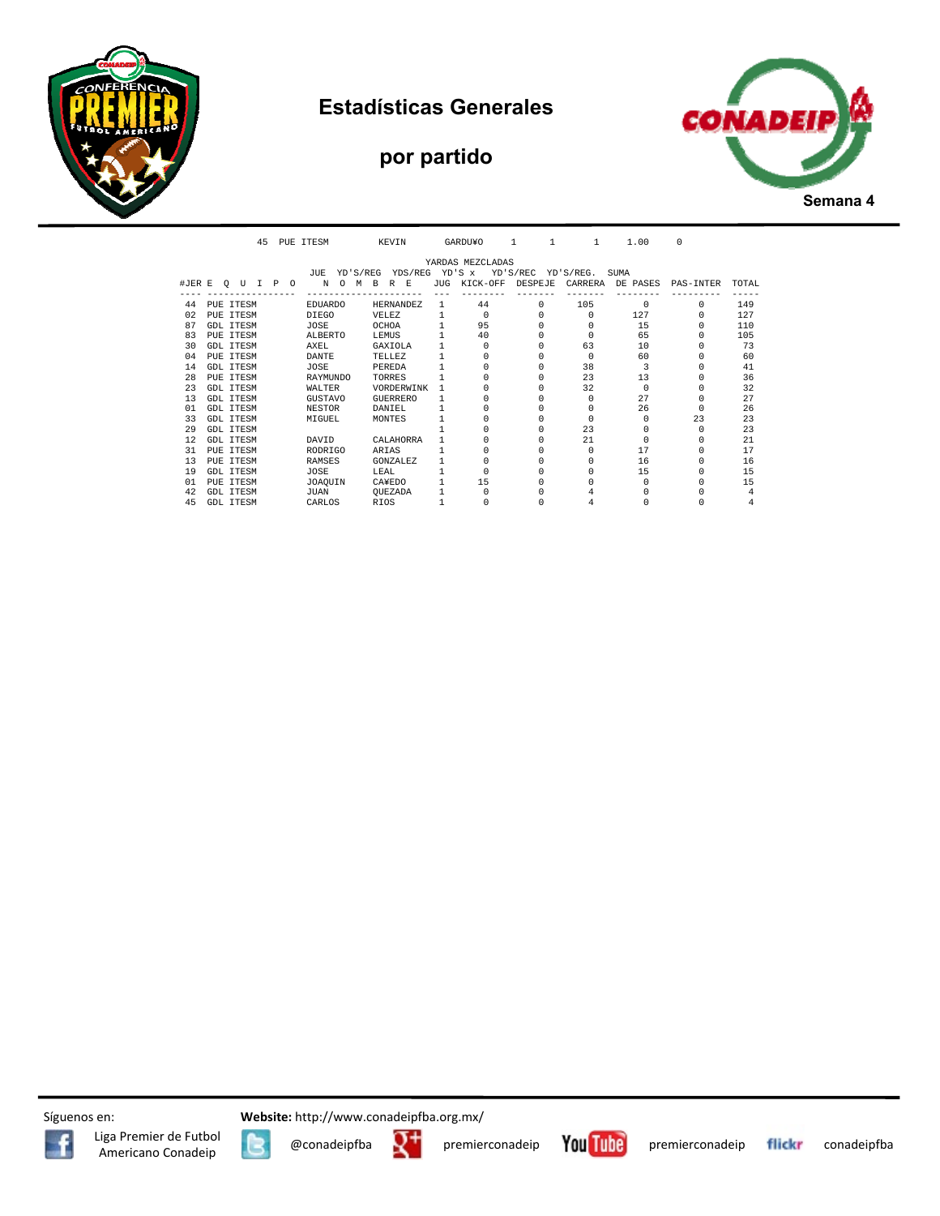# Estadísticas Generales

## por partido

Semana 4

| | | | | | | | | |
|---|---|---|---|---|---|---|---|---|
| 45 | PUE ITESM | KEVIN | GARDU¥O | 1 | 1 | 1 | 1.00 | 0 |

YARDAS MEZCLADAS

| #JER | E Q U I P O | N O M B R E | | JUE JUG | YD'S/REG KICK-OFF | YDS/REG YD'S x DESPEJE | YD'S/REC CARRERA | YD'S/REG. SUMA DE PASES | PAS-INTER | TOTAL |
|---|---|---|---|---|---|---|---|---|---|---|
| 44 | PUE ITESM | EDUARDO | HERNANDEZ | 1 | 44 | 0 | 105 | 0 | 0 | 149 |
| 02 | PUE ITESM | DIEGO | VELEZ | 1 | 0 | 0 | 0 | 127 | 0 | 127 |
| 87 | GDL ITESM | JOSE | OCHOA | 1 | 95 | 0 | 0 | 15 | 0 | 110 |
| 83 | PUE ITESM | ALBERTO | LEMUS | 1 | 40 | 0 | 0 | 65 | 0 | 105 |
| 30 | GDL ITESM | AXEL | GAXIOLA | 1 | 0 | 0 | 63 | 10 | 0 | 73 |
| 04 | PUE ITESM | DANTE | TELLEZ | 1 | 0 | 0 | 0 | 60 | 0 | 60 |
| 14 | GDL ITESM | JOSE | PEREDA | 1 | 0 | 0 | 38 | 3 | 0 | 41 |
| 28 | PUE ITESM | RAYMUNDO | TORRES | 1 | 0 | 0 | 23 | 13 | 0 | 36 |
| 23 | GDL ITESM | WALTER | VORDERWINK | 1 | 0 | 0 | 32 | 0 | 0 | 32 |
| 13 | GDL ITESM | GUSTAVO | GUERRERO | 1 | 0 | 0 | 0 | 27 | 0 | 27 |
| 01 | GDL ITESM | NESTOR | DANIEL | 1 | 0 | 0 | 0 | 26 | 0 | 26 |
| 33 | GDL ITESM | MIGUEL | MONTES | 1 | 0 | 0 | 0 | 0 | 23 | 23 |
| 29 | GDL ITESM | | | 1 | 0 | 0 | 23 | 0 | 0 | 23 |
| 12 | GDL ITESM | DAVID | CALAHORRA | 1 | 0 | 0 | 21 | 0 | 0 | 21 |
| 31 | PUE ITESM | RODRIGO | ARIAS | 1 | 0 | 0 | 0 | 17 | 0 | 17 |
| 13 | PUE ITESM | RAMSES | GONZALEZ | 1 | 0 | 0 | 0 | 16 | 0 | 16 |
| 19 | GDL ITESM | JOSE | LEAL | 1 | 0 | 0 | 0 | 15 | 0 | 15 |
| 01 | PUE ITESM | JOAQUIN | CA¥EDO | 1 | 15 | 0 | 0 | 0 | 0 | 15 |
| 42 | GDL ITESM | JUAN | QUEZADA | 1 | 0 | 0 | 4 | 0 | 0 | 4 |
| 45 | GDL ITESM | CARLOS | RIOS | 1 | 0 | 0 | 4 | 0 | 0 | 4 |

Síguenos en: Liga Premier de Futbol Americano Conadeip | @conadeipfba | premierconadeip | premierconadeip | conadeipfba

**Website:** http://www.conadeipfba.org.mx/